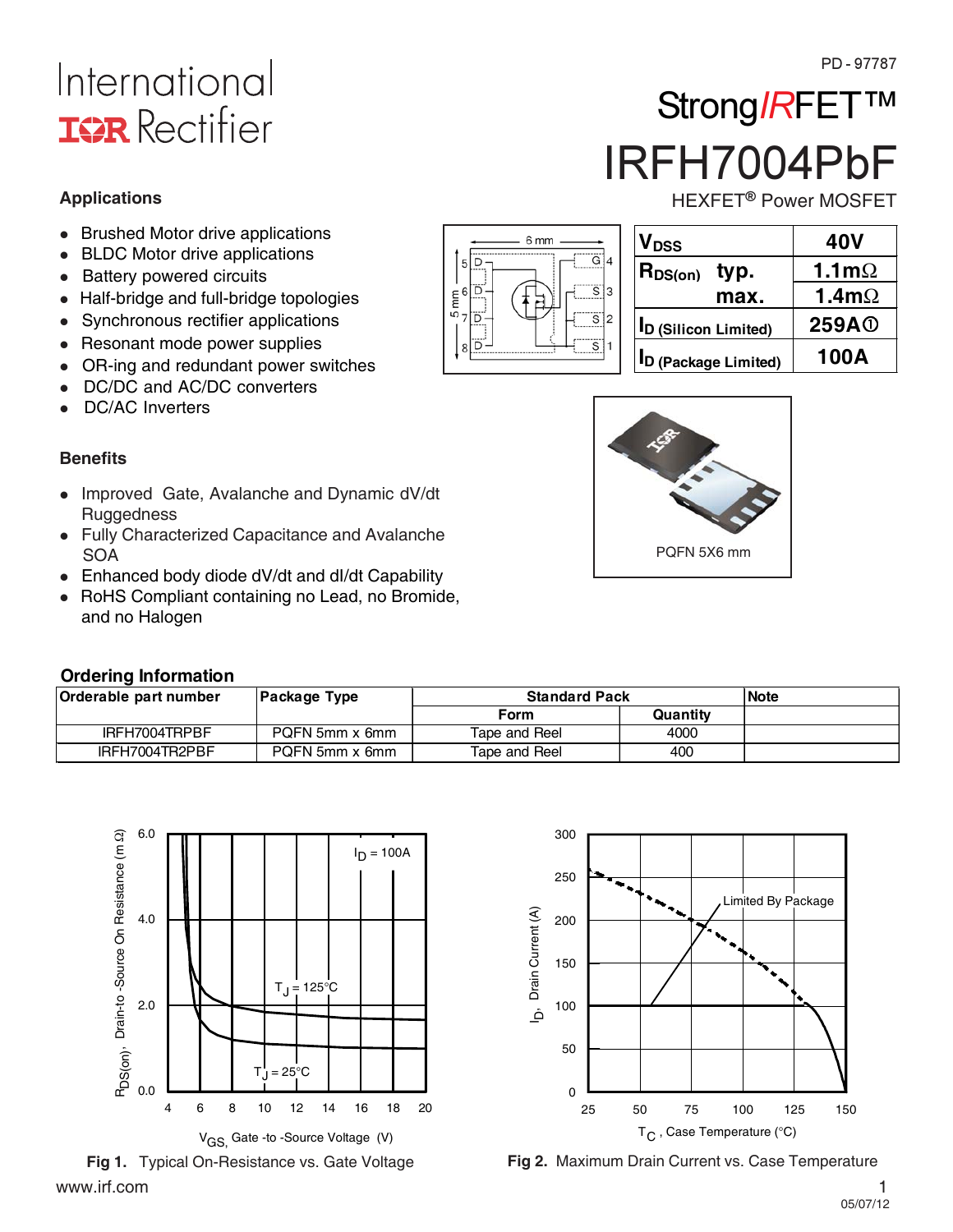International
IOR Rectifier

PD - 97787

# StrongIRFET™
# IRFH7004PbF

HEXFET® Power MOSFET

## Applications

- Brushed Motor drive applications
- BLDC Motor drive applications
- Battery powered circuits
- Half-bridge and full-bridge topologies
- Synchronous rectifier applications
- Resonant mode power supplies
- OR-ing and redundant power switches
- DC/DC and AC/DC converters
- DC/AC Inverters

| | |
|---|---|
| $V_{DSS}$ | 40V |
| $R_{DS(on)}$ typ. | 1.1mΩ |
| max. | 1.4mΩ |
| $I_D$ (Silicon Limited) | 259A① |
| $I_D$ (Package Limited) | 100A |

PQFN 5X6 mm

## Benefits

- Improved Gate, Avalanche and Dynamic dV/dt Ruggedness
- Fully Characterized Capacitance and Avalanche SOA
- Enhanced body diode dV/dt and dI/dt Capability
- RoHS Compliant containing no Lead, no Bromide, and no Halogen

## Ordering Information

| Orderable part number | Package Type | Standard Pack | | Note |
|---|---|---|---|---|
| | | Form | Quantity | |
| IRFH7004TRPBF | PQFN 5mm x 6mm | Tape and Reel | 4000 | |
| IRFH7004TR2PBF | PQFN 5mm x 6mm | Tape and Reel | 400 | |

**Fig 1.** Typical On-Resistance vs. Gate Voltage

**Fig 2.** Maximum Drain Current vs. Case Temperature

www.irf.com

05/07/12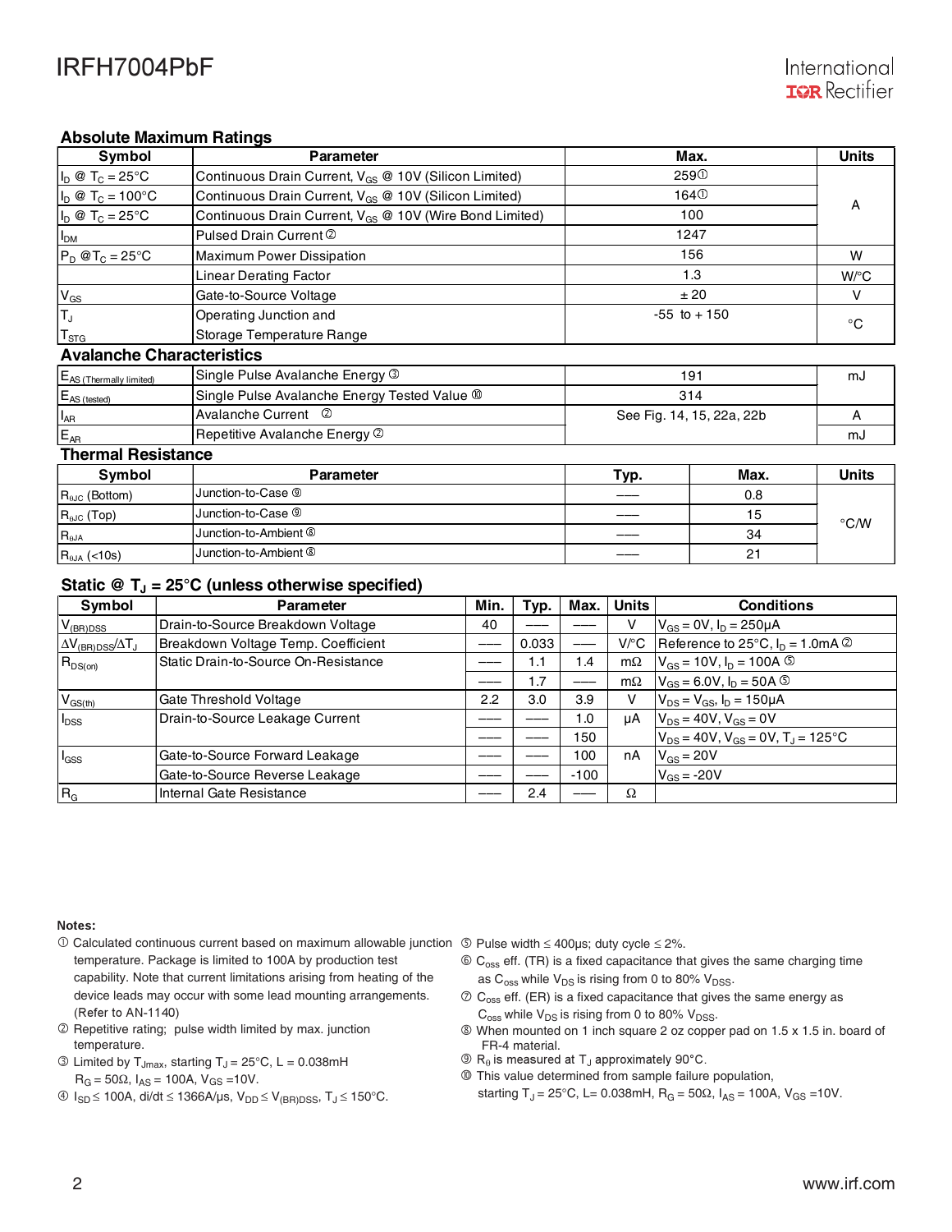## Absolute Maximum Ratings

| Symbol | Parameter | Max. | Units |
|---|---|---|---|
| $I_D$ @ $T_C = 25°C$ | Continuous Drain Current, $V_{GS}$ @ 10V (Silicon Limited) | 259① | A |
| $I_D$ @ $T_C = 100°C$ | Continuous Drain Current, $V_{GS}$ @ 10V (Silicon Limited) | 164① | A |
| $I_D$ @ $T_C = 25°C$ | Continuous Drain Current, $V_{GS}$ @ 10V (Wire Bond Limited) | 100 | A |
| $I_{DM}$ | Pulsed Drain Current ② | 1247 | A |
| $P_D$ @ $T_C = 25°C$ | Maximum Power Dissipation | 156 | W |
| | Linear Derating Factor | 1.3 | W/°C |
| $V_{GS}$ | Gate-to-Source Voltage | ± 20 | V |
| $T_J$<br>$T_{STG}$ | Operating Junction and<br>Storage Temperature Range | -55 to + 150 | °C |

## Avalanche Characteristics

| Symbol | Parameter | Max. | Units |
|---|---|---|---|
| $E_{AS\ (Thermally\ limited)}$ | Single Pulse Avalanche Energy ③ | 191 | mJ |
| $E_{AS\ (tested)}$ | Single Pulse Avalanche Energy Tested Value ⑩ | 314 | |
| $I_{AR}$ | Avalanche Current ② | See Fig. 14, 15, 22a, 22b | A |
| $E_{AR}$ | Repetitive Avalanche Energy ② | | mJ |

## Thermal Resistance

| Symbol | Parameter | Typ. | Max. | Units |
|---|---|---|---|---|
| $R_{\theta JC}$ (Bottom) | Junction-to-Case ⑨ | ––– | 0.8 | °C/W |
| $R_{\theta JC}$ (Top) | Junction-to-Case ⑨ | ––– | 15 | |
| $R_{\theta JA}$ | Junction-to-Ambient ⑧ | ––– | 34 | |
| $R_{\theta JA}$ (<10s) | Junction-to-Ambient ⑧ | ––– | 21 | |

## Static @ $T_J$ = 25°C (unless otherwise specified)

| Symbol | Parameter | Min. | Typ. | Max. | Units | Conditions |
|---|---|---|---|---|---|---|
| $V_{(BR)DSS}$ | Drain-to-Source Breakdown Voltage | 40 | ––– | ––– | V | $V_{GS} = 0V$, $I_D = 250\mu A$ |
| $\Delta V_{(BR)DSS}/\Delta T_J$ | Breakdown Voltage Temp. Coefficient | ––– | 0.033 | ––– | V/°C | Reference to 25°C, $I_D = 1.0mA$ ② |
| $R_{DS(on)}$ | Static Drain-to-Source On-Resistance | ––– | 1.1 | 1.4 | mΩ | $V_{GS} = 10V$, $I_D = 100A$ ⑤ |
| | | ––– | 1.7 | ––– | mΩ | $V_{GS} = 6.0V$, $I_D = 50A$ ⑤ |
| $V_{GS(th)}$ | Gate Threshold Voltage | 2.2 | 3.0 | 3.9 | V | $V_{DS} = V_{GS}$, $I_D = 150\mu A$ |
| $I_{DSS}$ | Drain-to-Source Leakage Current | ––– | ––– | 1.0 | μA | $V_{DS} = 40V$, $V_{GS} = 0V$ |
| | | ––– | ––– | 150 | | $V_{DS} = 40V$, $V_{GS} = 0V$, $T_J = 125°C$ |
| $I_{GSS}$ | Gate-to-Source Forward Leakage | ––– | ––– | 100 | nA | $V_{GS} = 20V$ |
| | Gate-to-Source Reverse Leakage | ––– | ––– | -100 | | $V_{GS} = -20V$ |
| $R_G$ | Internal Gate Resistance | ––– | 2.4 | ––– | Ω | |

**Notes:**

① Calculated continuous current based on maximum allowable junction temperature. Package is limited to 100A by production test capability. Note that current limitations arising from heating of the device leads may occur with some lead mounting arrangements. (Refer to AN-1140)

② Repetitive rating; pulse width limited by max. junction temperature.

③ Limited by $T_{Jmax}$, starting $T_J = 25°C$, L = 0.038mH $R_G = 50\Omega$, $I_{AS} = 100A$, $V_{GS} = 10V$.

④ $I_{SD} \leq 100A$, di/dt ≤ 1366A/μs, $V_{DD} \leq V_{(BR)DSS}$, $T_J \leq 150°C$.

⑤ Pulse width ≤ 400μs; duty cycle ≤ 2%.

⑥ $C_{oss}$ eff. (TR) is a fixed capacitance that gives the same charging time as $C_{oss}$ while $V_{DS}$ is rising from 0 to 80% $V_{DSS}$.

⑦ $C_{oss}$ eff. (ER) is a fixed capacitance that gives the same energy as $C_{oss}$ while $V_{DS}$ is rising from 0 to 80% $V_{DSS}$.

⑧ When mounted on 1 inch square 2 oz copper pad on 1.5 x 1.5 in. board of FR-4 material.

⑨ $R_\theta$ is measured at $T_J$ approximately 90°C.

⑩ This value determined from sample failure population, starting $T_J = 25°C$, L= 0.038mH, $R_G = 50\Omega$, $I_{AS} = 100A$, $V_{GS} = 10V$.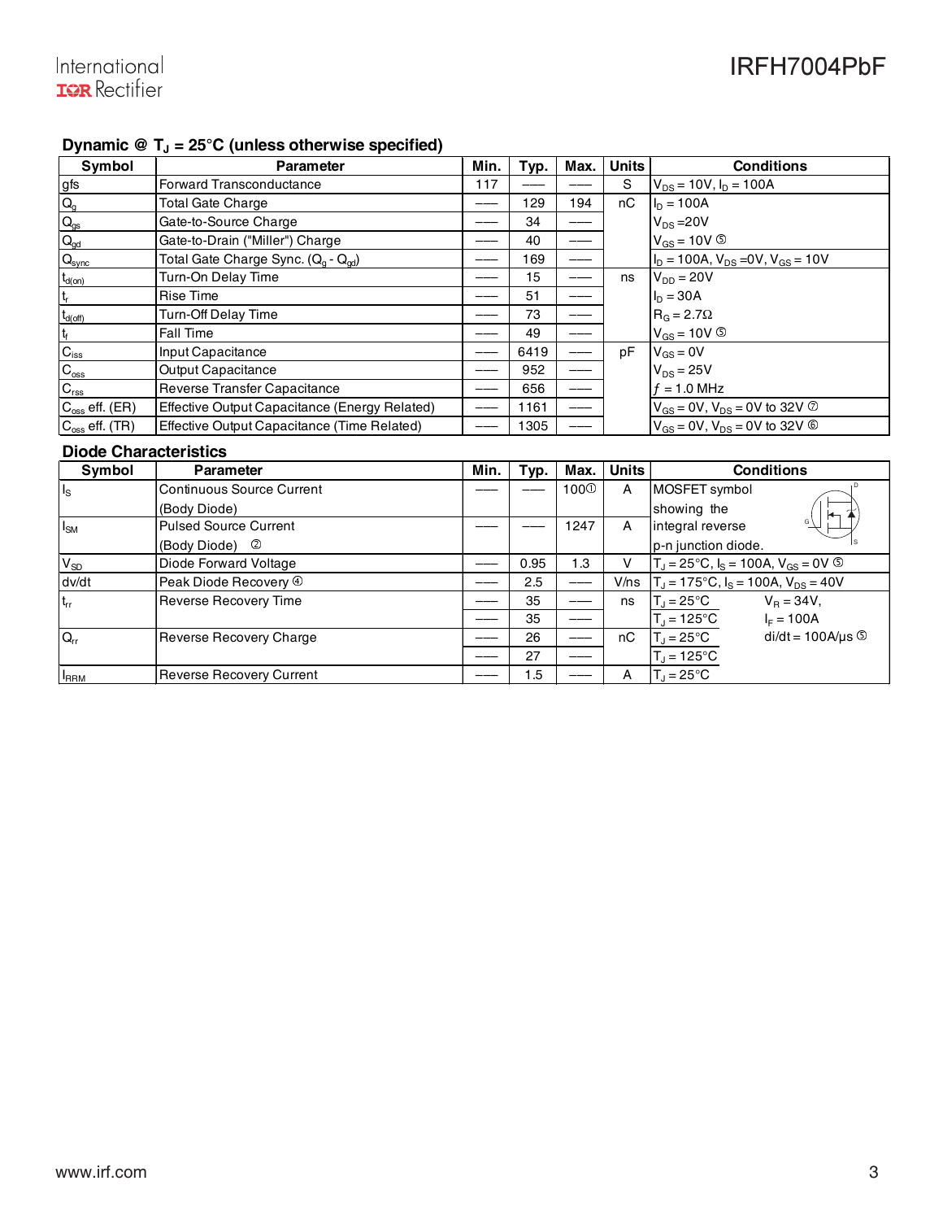## Dynamic @ $T_J$ = 25°C (unless otherwise specified)

| Symbol | Parameter | Min. | Typ. | Max. | Units | Conditions |
|---|---|---|---|---|---|---|
| gfs | Forward Transconductance | 117 | ––– | ––– | S | $V_{DS}$ = 10V, $I_D$ = 100A |
| $Q_g$ | Total Gate Charge | ––– | 129 | 194 | nC | $I_D$ = 100A |
| $Q_{gs}$ | Gate-to-Source Charge | ––– | 34 | ––– | | $V_{DS}$ =20V |
| $Q_{gd}$ | Gate-to-Drain ("Miller") Charge | ––– | 40 | ––– | | $V_{GS}$ = 10V ⑤ |
| $Q_{sync}$ | Total Gate Charge Sync. ($Q_g$ - $Q_{gd}$) | ––– | 169 | ––– | | $I_D$ = 100A, $V_{DS}$ =0V, $V_{GS}$ = 10V |
| $t_{d(on)}$ | Turn-On Delay Time | ––– | 15 | ––– | ns | $V_{DD}$ = 20V |
| $t_r$ | Rise Time | ––– | 51 | ––– | | $I_D$ = 30A |
| $t_{d(off)}$ | Turn-Off Delay Time | ––– | 73 | ––– | | $R_G$ = 2.7Ω |
| $t_f$ | Fall Time | ––– | 49 | ––– | | $V_{GS}$ = 10V ⑤ |
| $C_{iss}$ | Input Capacitance | ––– | 6419 | ––– | pF | $V_{GS}$ = 0V |
| $C_{oss}$ | Output Capacitance | ––– | 952 | ––– | | $V_{DS}$ = 25V |
| $C_{rss}$ | Reverse Transfer Capacitance | ––– | 656 | ––– | | $f$ = 1.0 MHz |
| $C_{oss}$ eff. (ER) | Effective Output Capacitance (Energy Related) | ––– | 1161 | ––– | | $V_{GS}$ = 0V, $V_{DS}$ = 0V to 32V ⑦ |
| $C_{oss}$ eff. (TR) | Effective Output Capacitance (Time Related) | ––– | 1305 | ––– | | $V_{GS}$ = 0V, $V_{DS}$ = 0V to 32V ⑥ |

## Diode Characteristics

| Symbol | Parameter | Min. | Typ. | Max. | Units | Conditions |
|---|---|---|---|---|---|---|
| $I_S$ | Continuous Source Current (Body Diode) | ––– | ––– | 100① | A | MOSFET symbol showing the integral reverse p-n junction diode. |
| $I_{SM}$ | Pulsed Source Current (Body Diode) ② | ––– | ––– | 1247 | A | |
| $V_{SD}$ | Diode Forward Voltage | ––– | 0.95 | 1.3 | V | $T_J$ = 25°C, $I_S$ = 100A, $V_{GS}$ = 0V ⑤ |
| dv/dt | Peak Diode Recovery ④ | ––– | 2.5 | ––– | V/ns | $T_J$ = 175°C, $I_S$ = 100A, $V_{DS}$ = 40V |
| $t_{rr}$ | Reverse Recovery Time | ––– | 35 | ––– | ns | $T_J$ = 25°C, $V_R$ = 34V, |
| | | ––– | 35 | ––– | | $T_J$ = 125°C, $I_F$ = 100A |
| $Q_{rr}$ | Reverse Recovery Charge | ––– | 26 | ––– | nC | $T_J$ = 25°C, di/dt = 100A/μs ⑤ |
| | | ––– | 27 | ––– | | $T_J$ = 125°C |
| $I_{RRM}$ | Reverse Recovery Current | ––– | 1.5 | ––– | A | $T_J$ = 25°C |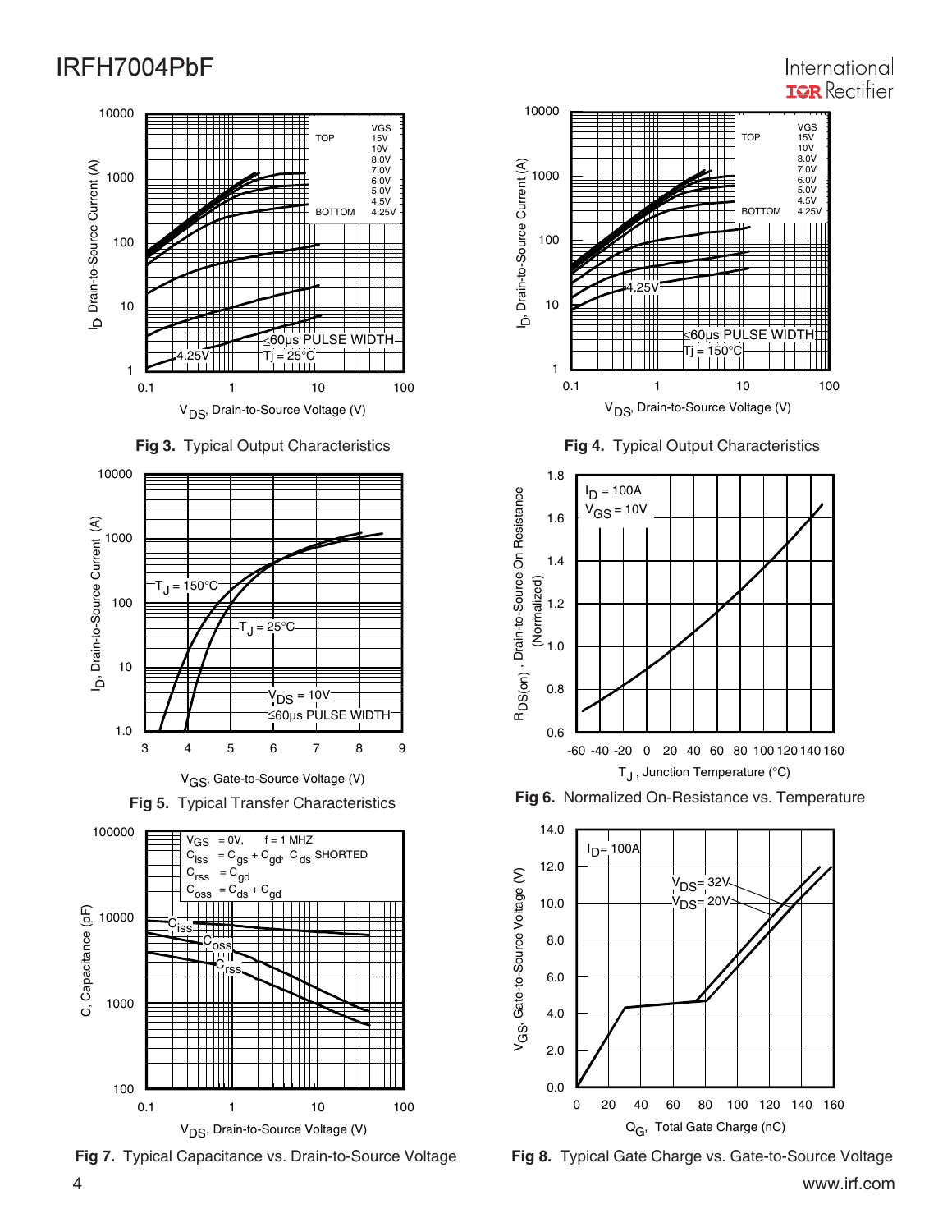**Fig 3.** Typical Output Characteristics

**Fig 4.** Typical Output Characteristics

**Fig 5.** Typical Transfer Characteristics

**Fig 6.** Normalized On-Resistance vs. Temperature

**Fig 7.** Typical Capacitance vs. Drain-to-Source Voltage

**Fig 8.** Typical Gate Charge vs. Gate-to-Source Voltage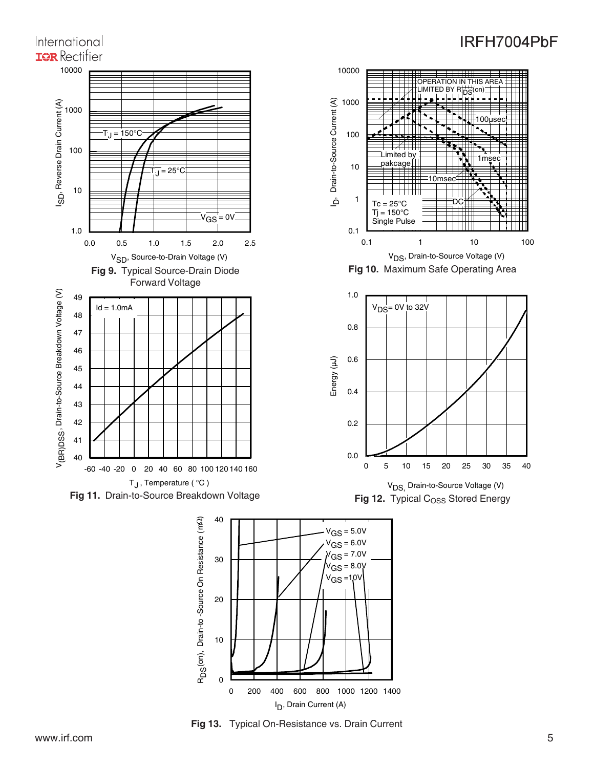$V_{SD}$, Source-to-Drain Voltage (V)

$I_{SD}$, Reverse Drain Current (A)

$T_J = 150°C$

$T_J = 25°C$

$V_{GS} = 0V$

**Fig 9.** Typical Source-Drain Diode Forward Voltage

OPERATION IN THIS AREA LIMITED BY $R_{DS}$(on)

100µsec

Limited by pakcage

1msec

10msec

DC

Tc = 25°C
Tj = 150°C
Single Pulse

$V_{DS}$, Drain-to-Source Voltage (V)

$I_D$, Drain-to-Source Current (A)

**Fig 10.** Maximum Safe Operating Area

Id = 1.0mA

$T_J$, Temperature ( °C )

$V_{(BR)DSS}$, Drain-to-Source Breakdown Voltage (V)

**Fig 11.** Drain-to-Source Breakdown Voltage

$V_{DS}$= 0V to 32V

$V_{DS}$, Drain-to-Source Voltage (V)

Energy (µJ)

**Fig 12.** Typical $C_{OSS}$ Stored Energy

$V_{GS} = 5.0V$
$V_{GS} = 6.0V$
$V_{GS} = 7.0V$
$V_{GS} = 8.0V$
$V_{GS} = 10V$

$I_D$, Drain Current (A)

$R_{DS}$(on), Drain-to -Source On Resistance (mΩ)

**Fig 13.** Typical On-Resistance vs. Drain Current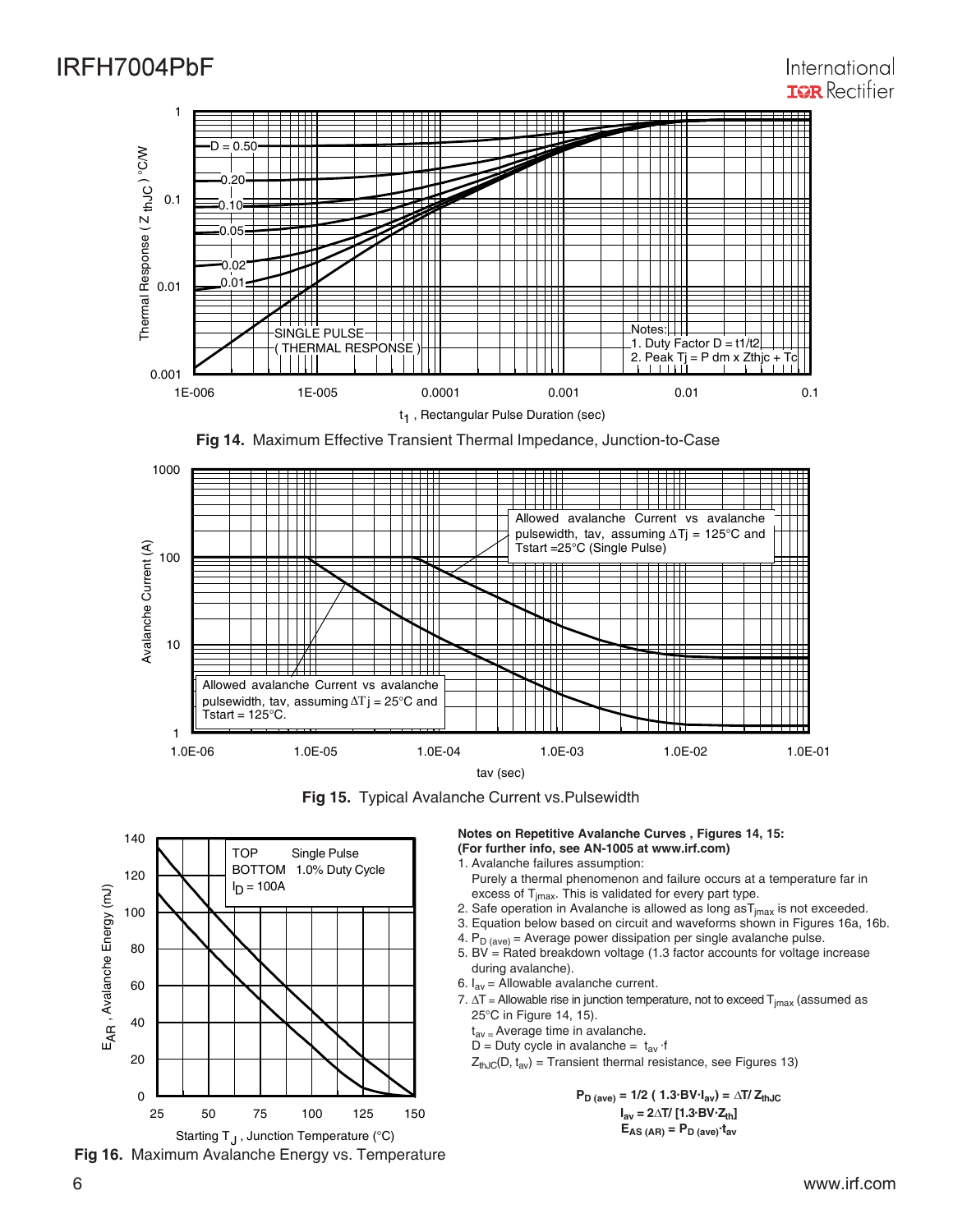**Fig 14.** Maximum Effective Transient Thermal Impedance, Junction-to-Case

**Fig 15.** Typical Avalanche Current vs.Pulsewidth

**Fig 16.** Maximum Avalanche Energy vs. Temperature

**Notes on Repetitive Avalanche Curves , Figures 14, 15:**
**(For further info, see AN-1005 at www.irf.com)**

1. Avalanche failures assumption:
   Purely a thermal phenomenon and failure occurs at a temperature far in excess of $T_{jmax}$. This is validated for every part type.
2. Safe operation in Avalanche is allowed as long as $T_{jmax}$ is not exceeded.
3. Equation below based on circuit and waveforms shown in Figures 16a, 16b.
4. $P_{D\ (ave)}$ = Average power dissipation per single avalanche pulse.
5. BV = Rated breakdown voltage (1.3 factor accounts for voltage increase during avalanche).
6. $I_{av}$ = Allowable avalanche current.
7. $\Delta T$ = Allowable rise in junction temperature, not to exceed $T_{jmax}$ (assumed as 25°C in Figure 14, 15).
   $t_{av}$ = Average time in avalanche.
   D = Duty cycle in avalanche = $t_{av} \cdot f$
   $Z_{thJC}(D, t_{av})$ = Transient thermal resistance, see Figures 13)

$$P_{D\ (ave)} = 1/2\ (1.3 \cdot BV \cdot I_{av}) = \Delta T / Z_{thJC}$$
$$I_{av} = 2\Delta T / [1.3 \cdot BV \cdot Z_{th}]$$
$$E_{AS\ (AR)} = P_{D\ (ave)} \cdot t_{av}$$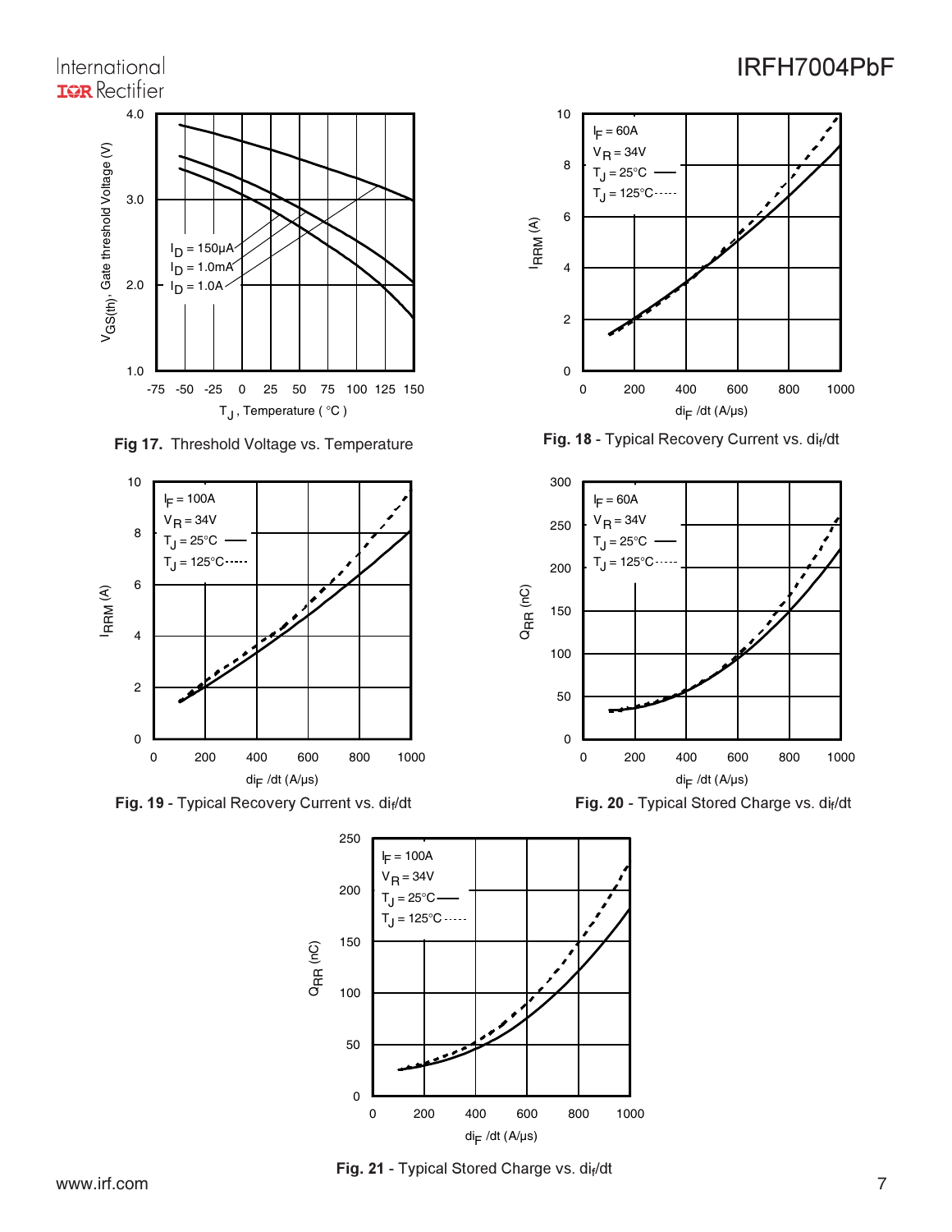Fig 17. Threshold Voltage vs. Temperature

Fig. 18 - Typical Recovery Current vs. $di_f/dt$

Fig. 19 - Typical Recovery Current vs. $di_f/dt$

Fig. 20 - Typical Stored Charge vs. $di_f/dt$

Fig. 21 - Typical Stored Charge vs. $di_f/dt$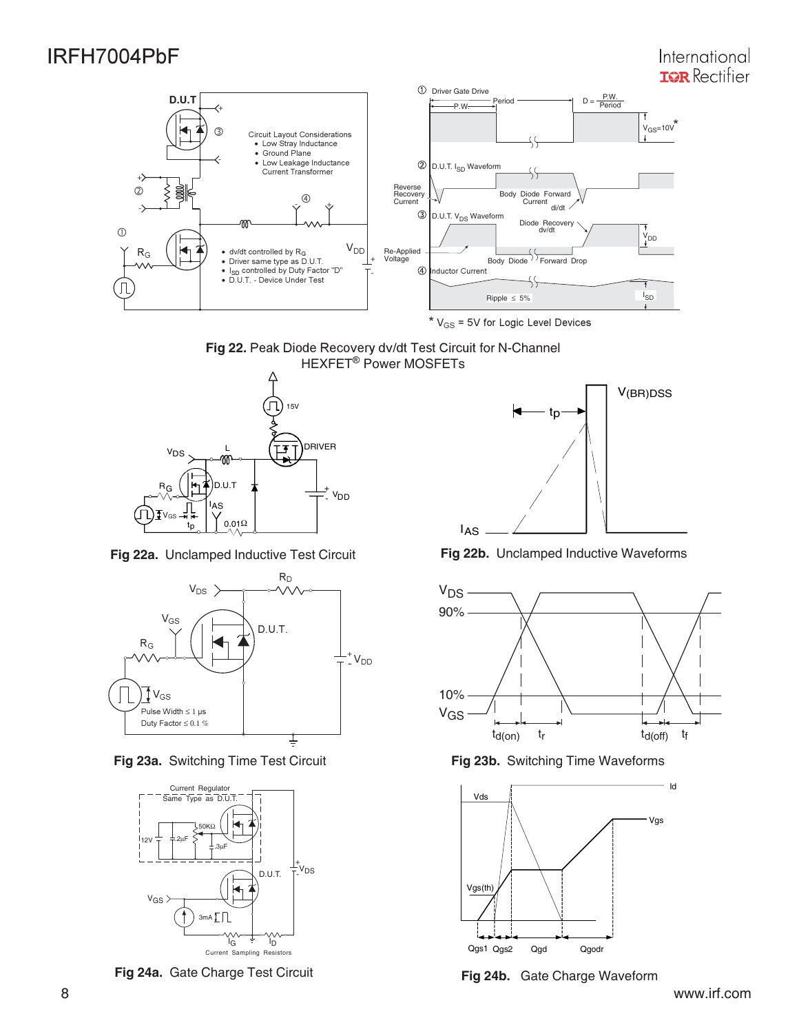Circuit Layout Considerations
- Low Stray Inductance
- Ground Plane
- Low Leakage Inductance Current Transformer

- dv/dt controlled by $R_G$
- Driver same type as D.U.T.
- $I_{SD}$ controlled by Duty Factor "D"
- D.U.T. - Device Under Test

① Driver Gate Drive — $D = \frac{P.W.}{Period}$, $V_{GS}=10V$ *

② D.U.T. $I_{SD}$ Waveform

③ D.U.T. $V_{DS}$ Waveform

④ Inductor Current — Ripple ≤ 5%

* $V_{GS}$ = 5V for Logic Level Devices

**Fig 22.** Peak Diode Recovery dv/dt Test Circuit for N-Channel HEXFET® Power MOSFETs

**Fig 22a.** Unclamped Inductive Test Circuit

**Fig 22b.** Unclamped Inductive Waveforms

Pulse Width ≤ 1 µs
Duty Factor ≤ 0.1 %

**Fig 23a.** Switching Time Test Circuit

**Fig 23b.** Switching Time Waveforms

**Fig 24a.** Gate Charge Test Circuit

**Fig 24b.** Gate Charge Waveform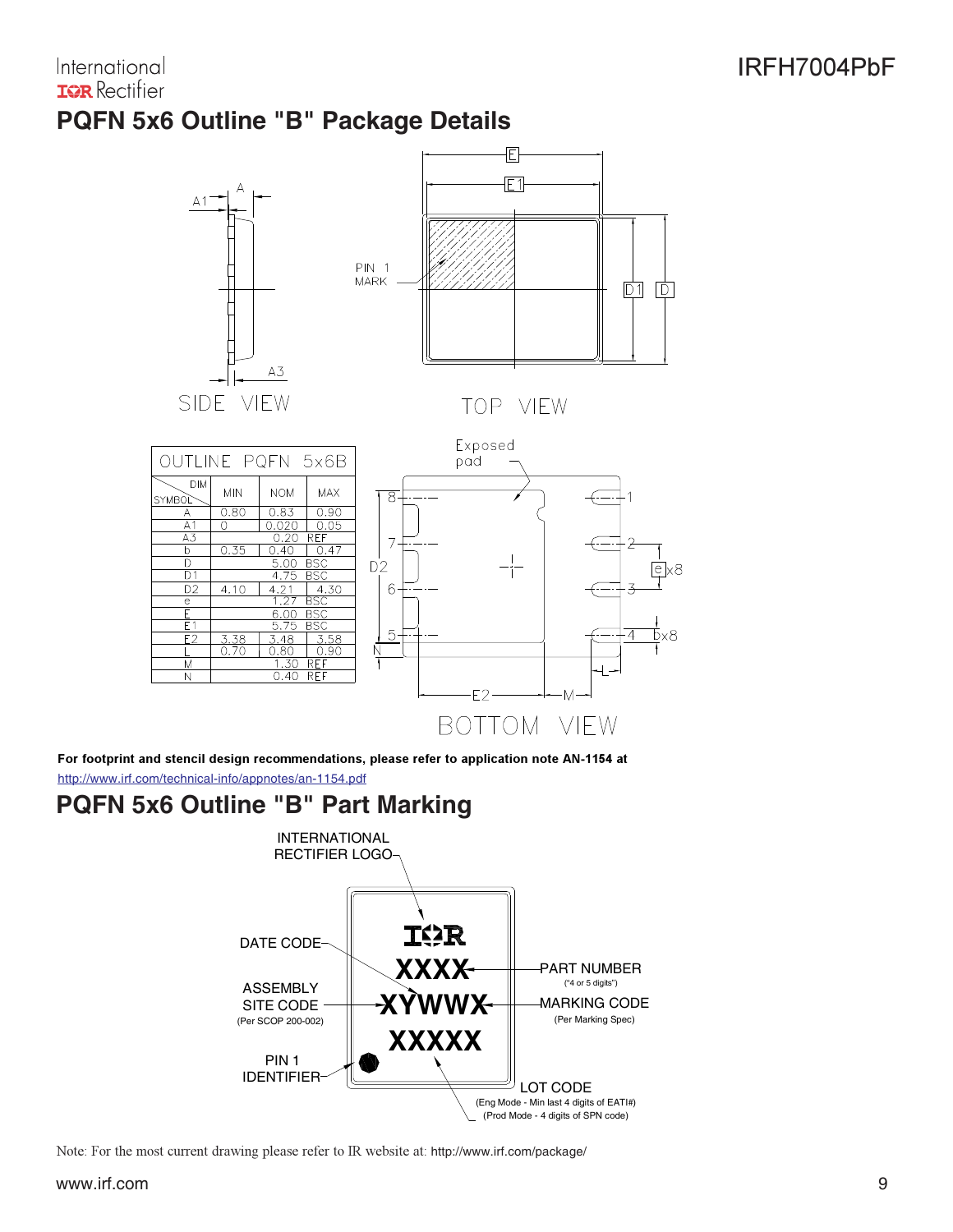## PQFN 5x6 Outline "B" Package Details

| OUTLINE PQFN 5x6B | | | |
|---|---|---|---|
| DIM SYMBOL | MIN | NOM | MAX |
| A | 0.80 | 0.83 | 0.90 |
| A1 | 0 | 0.020 | 0.05 |
| A3 | | 0.20 REF | |
| b | 0.35 | 0.40 | 0.47 |
| D | | 5.00 BSC | |
| D1 | | 4.75 BSC | |
| D2 | 4.10 | 4.21 | 4.30 |
| e | | 1.27 BSC | |
| E | | 6.00 BSC | |
| E1 | | 5.75 BSC | |
| E2 | 3.38 | 3.48 | 3.58 |
| L | 0.70 | 0.80 | 0.90 |
| M | | 1.30 REF | |
| N | | 0.40 REF | |

SIDE VIEW

TOP VIEW

BOTTOM VIEW

**For footprint and stencil design recommendations, please refer to application note AN-1154 at**
http://www.irf.com/technical-info/appnotes/an-1154.pdf

## PQFN 5x6 Outline "B" Part Marking

INTERNATIONAL RECTIFIER LOGO

DATE CODE

ASSEMBLY SITE CODE (Per SCOP 200-002)

PIN 1 IDENTIFIER

PART NUMBER ("4 or 5 digits")

MARKING CODE (Per Marking Spec)

LOT CODE (Eng Mode - Min last 4 digits of EATI#) (Prod Mode - 4 digits of SPN code)

Note: For the most current drawing please refer to IR website at: http://www.irf.com/package/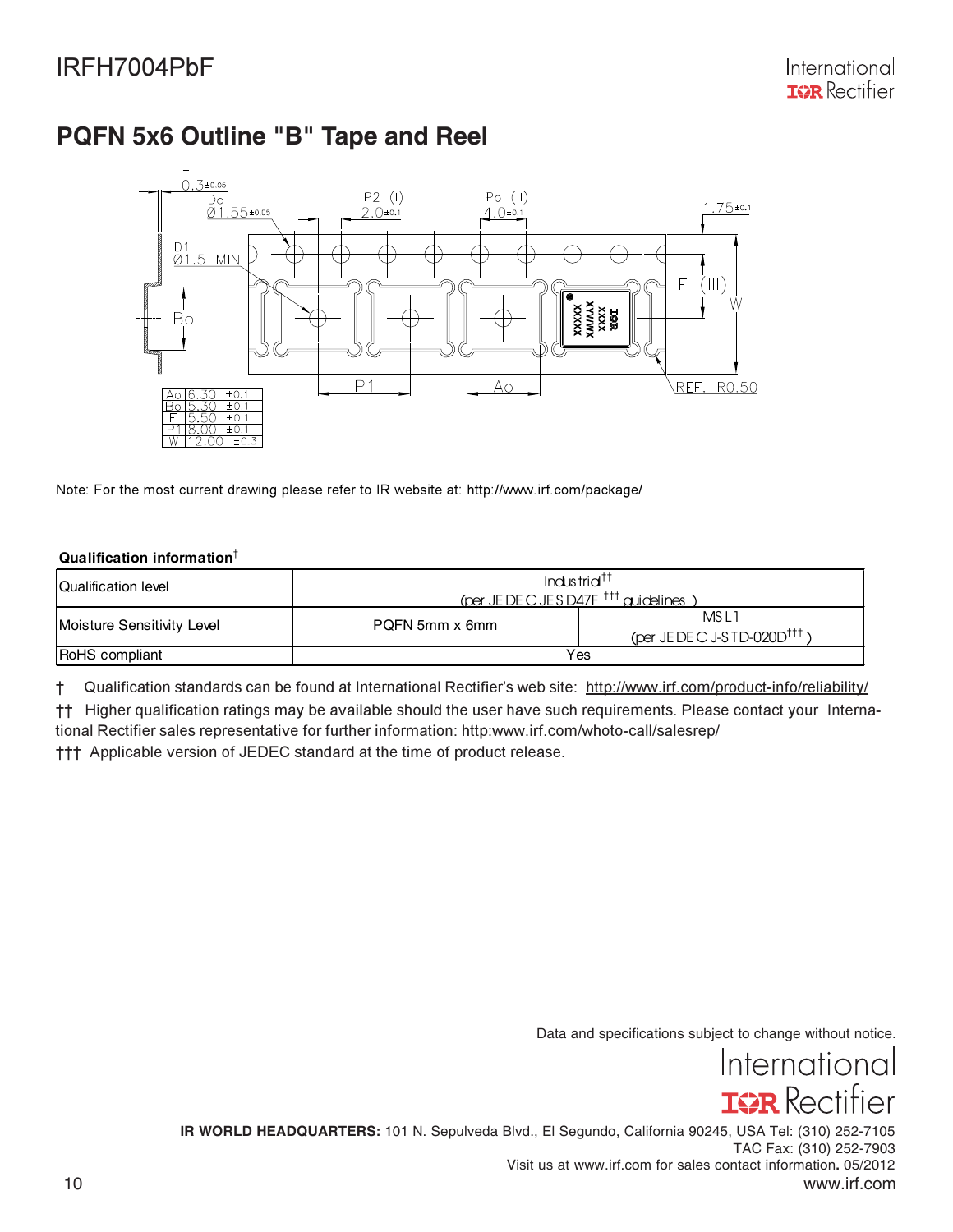## PQFN 5x6 Outline "B" Tape and Reel

T
0.3±0.05
Do
Ø1.55±0.05
P2 (I)
2.0±0.1
Po (II)
4.0±0.1
1.75±0.1
D1
Ø1.5 MIN
F (III)
W
Bo
P1
Ao
REF. R0.50

| | | |
|---|---|---|
| Ao | 6.30 | ±0.1 |
| Bo | 5.30 | ±0.1 |
| F | 5.50 | ±0.1 |
| P1 | 8.00 | ±0.1 |
| W | 12.00 | ±0.3 |

Note: For the most current drawing please refer to IR website at: http://www.irf.com/package/

**Qualification information**†

| | | |
|---|---|---|
| Qualification level | Industrial†† (per JEDEC JESD47F ††† guidelines ) | |
| Moisture Sensitivity Level | PQFN 5mm x 6mm | MSL1 (per JEDEC J-STD-020D††† ) |
| RoHS compliant | Yes | |

† Qualification standards can be found at International Rectifier's web site: http://www.irf.com/product-info/reliability/

†† Higher qualification ratings may be available should the user have such requirements. Please contact your International Rectifier sales representative for further information: http:www.irf.com/whoto-call/salesrep/

††† Applicable version of JEDEC standard at the time of product release.

Data and specifications subject to change without notice.

**IR WORLD HEADQUARTERS:** 101 N. Sepulveda Blvd., El Segundo, California 90245, USA Tel: (310) 252-7105
TAC Fax: (310) 252-7903
Visit us at www.irf.com for sales contact information. 05/2012